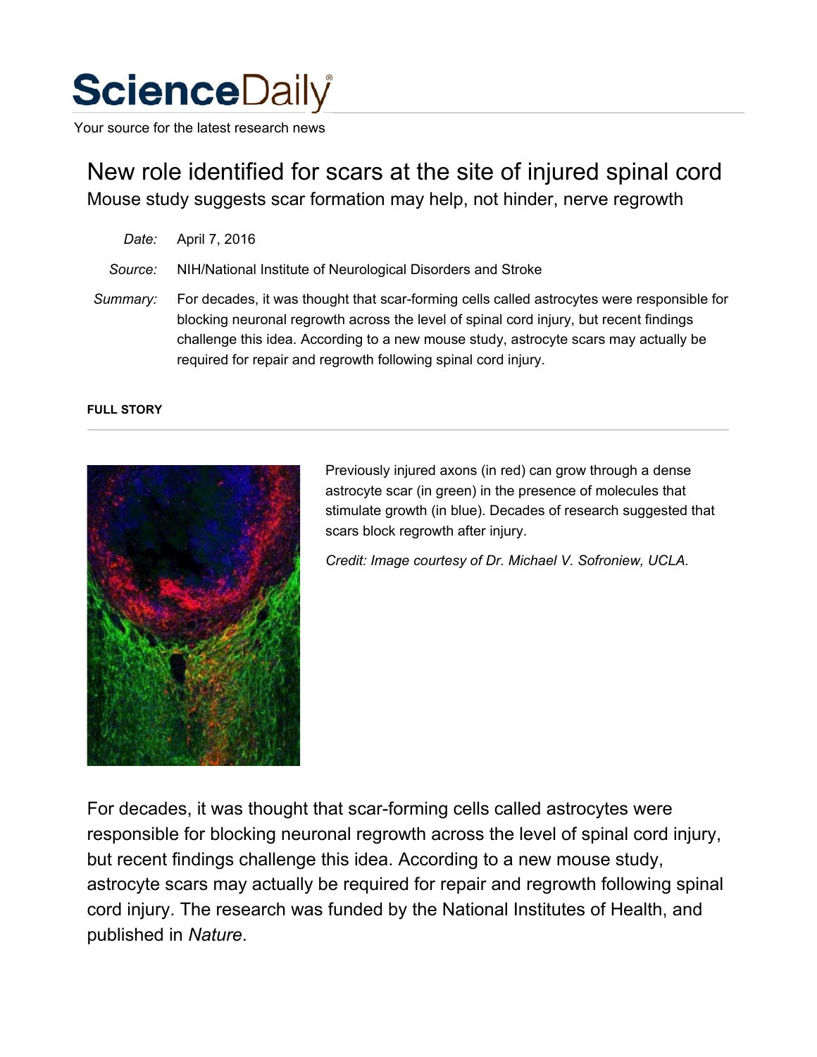# ScienceDaily

Your source for the latest research news

## New role identified for scars at the site of injured spinal cord

Mouse study suggests scar formation may help, not hinder, nerve regrowth

*Date:* April 7, 2016

*Source:* NIH/National Institute of Neurological Disorders and Stroke

*Summary:* For decades, it was thought that scar-forming cells called astrocytes were responsible for blocking neuronal regrowth across the level of spinal cord injury, but recent findings challenge this idea. According to a new mouse study, astrocyte scars may actually be required for repair and regrowth following spinal cord injury.

**FULL STORY**

Previously injured axons (in red) can grow through a dense astrocyte scar (in green) in the presence of molecules that stimulate growth (in blue). Decades of research suggested that scars block regrowth after injury.

*Credit: Image courtesy of Dr. Michael V. Sofroniew, UCLA.*

For decades, it was thought that scar-forming cells called astrocytes were responsible for blocking neuronal regrowth across the level of spinal cord injury, but recent findings challenge this idea. According to a new mouse study, astrocyte scars may actually be required for repair and regrowth following spinal cord injury. The research was funded by the National Institutes of Health, and published in *Nature*.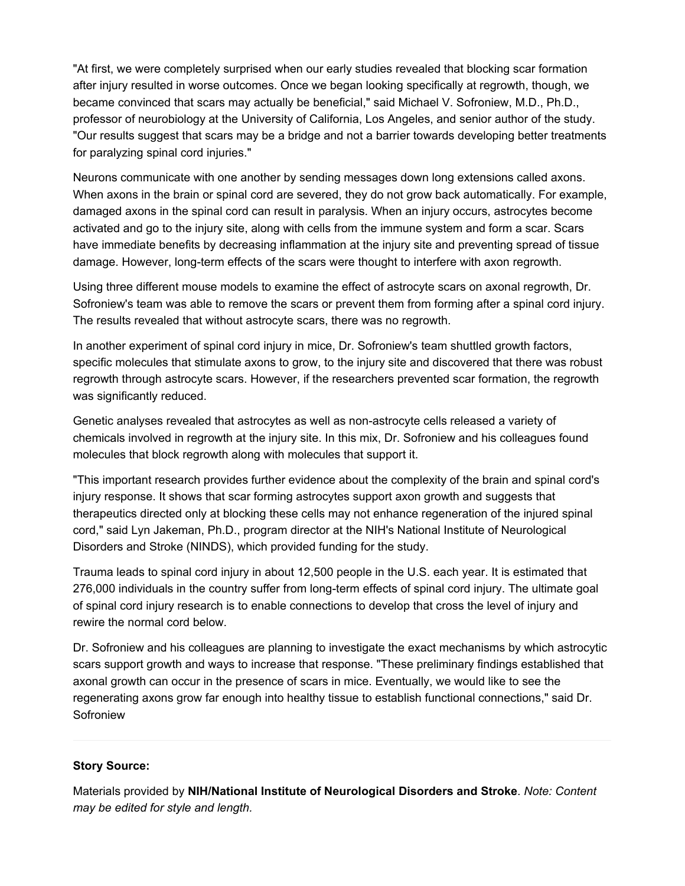"At first, we were completely surprised when our early studies revealed that blocking scar formation after injury resulted in worse outcomes. Once we began looking specifically at regrowth, though, we became convinced that scars may actually be beneficial," said Michael V. Sofroniew, M.D., Ph.D., professor of neurobiology at the University of California, Los Angeles, and senior author of the study. "Our results suggest that scars may be a bridge and not a barrier towards developing better treatments for paralyzing spinal cord injuries."

Neurons communicate with one another by sending messages down long extensions called axons. When axons in the brain or spinal cord are severed, they do not grow back automatically. For example, damaged axons in the spinal cord can result in paralysis. When an injury occurs, astrocytes become activated and go to the injury site, along with cells from the immune system and form a scar. Scars have immediate benefits by decreasing inflammation at the injury site and preventing spread of tissue damage. However, long-term effects of the scars were thought to interfere with axon regrowth.

Using three different mouse models to examine the effect of astrocyte scars on axonal regrowth, Dr. Sofroniew's team was able to remove the scars or prevent them from forming after a spinal cord injury. The results revealed that without astrocyte scars, there was no regrowth.

In another experiment of spinal cord injury in mice, Dr. Sofroniew's team shuttled growth factors, specific molecules that stimulate axons to grow, to the injury site and discovered that there was robust regrowth through astrocyte scars. However, if the researchers prevented scar formation, the regrowth was significantly reduced.

Genetic analyses revealed that astrocytes as well as non-astrocyte cells released a variety of chemicals involved in regrowth at the injury site. In this mix, Dr. Sofroniew and his colleagues found molecules that block regrowth along with molecules that support it.

"This important research provides further evidence about the complexity of the brain and spinal cord's injury response. It shows that scar forming astrocytes support axon growth and suggests that therapeutics directed only at blocking these cells may not enhance regeneration of the injured spinal cord," said Lyn Jakeman, Ph.D., program director at the NIH's National Institute of Neurological Disorders and Stroke (NINDS), which provided funding for the study.

Trauma leads to spinal cord injury in about 12,500 people in the U.S. each year. It is estimated that 276,000 individuals in the country suffer from long-term effects of spinal cord injury. The ultimate goal of spinal cord injury research is to enable connections to develop that cross the level of injury and rewire the normal cord below.

Dr. Sofroniew and his colleagues are planning to investigate the exact mechanisms by which astrocytic scars support growth and ways to increase that response. "These preliminary findings established that axonal growth can occur in the presence of scars in mice. Eventually, we would like to see the regenerating axons grow far enough into healthy tissue to establish functional connections," said Dr. Sofroniew

---

**Story Source:**

Materials provided by **NIH/National Institute of Neurological Disorders and Stroke**. *Note: Content may be edited for style and length.*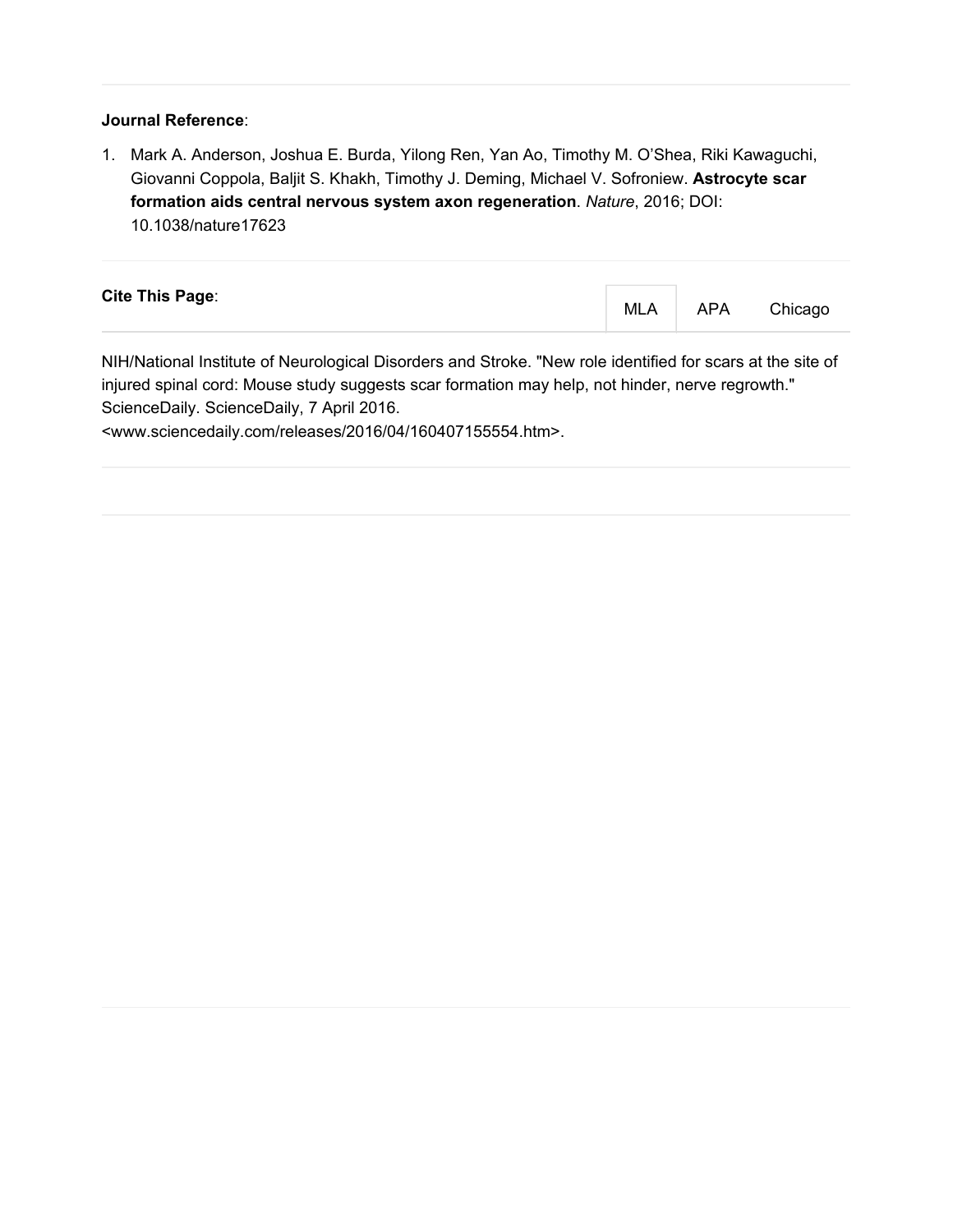**Journal Reference**:

1. Mark A. Anderson, Joshua E. Burda, Yilong Ren, Yan Ao, Timothy M. O'Shea, Riki Kawaguchi, Giovanni Coppola, Baljit S. Khakh, Timothy J. Deming, Michael V. Sofroniew. **Astrocyte scar formation aids central nervous system axon regeneration**. *Nature*, 2016; DOI: 10.1038/nature17623

**Cite This Page**:

MLA APA Chicago

NIH/National Institute of Neurological Disorders and Stroke. "New role identified for scars at the site of injured spinal cord: Mouse study suggests scar formation may help, not hinder, nerve regrowth." ScienceDaily. ScienceDaily, 7 April 2016. <www.sciencedaily.com/releases/2016/04/160407155554.htm>.